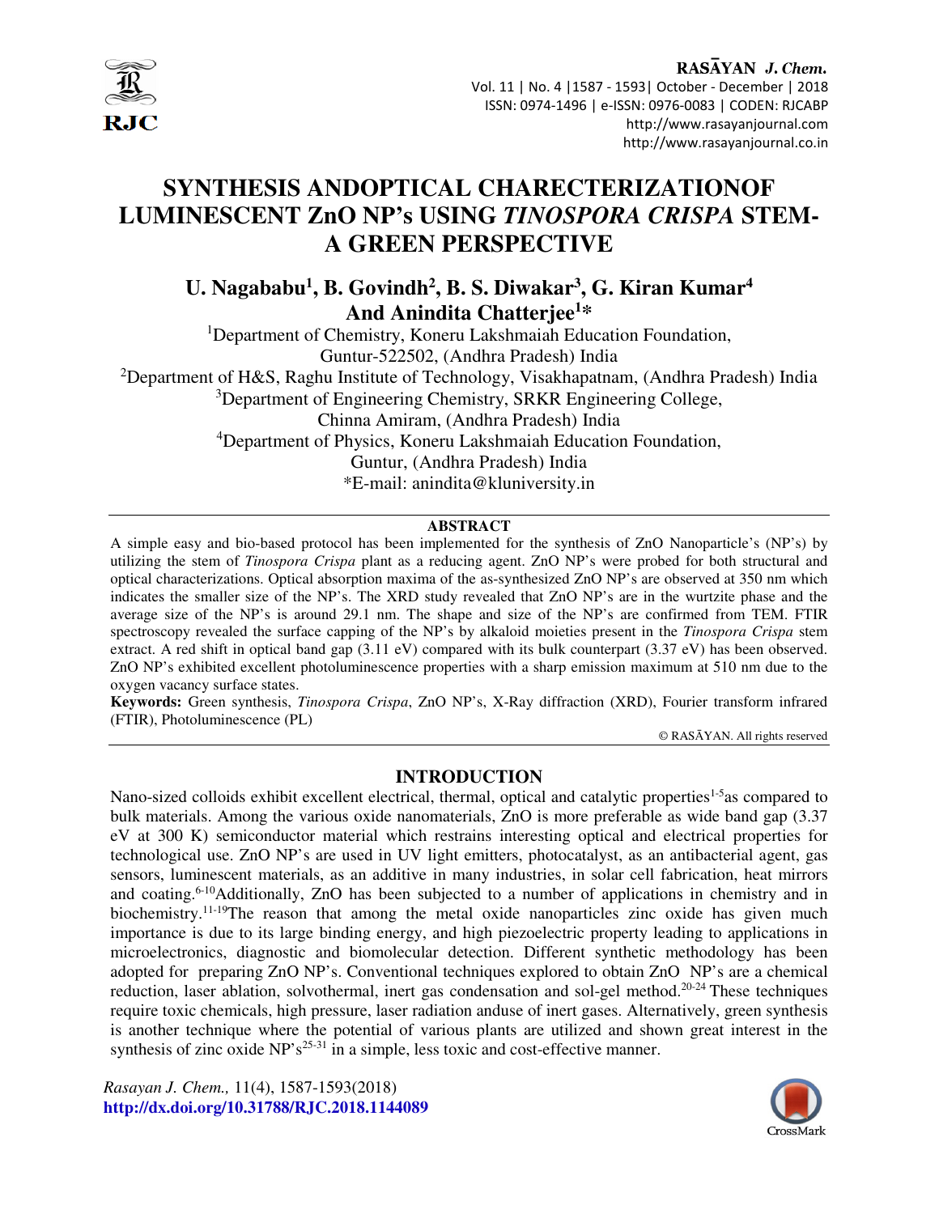# SYNTHESIS ANDOPTICAL CHARECTERIZATIONOF LUMINESCENT ZnO NP's USING *TINOSPORA CRISPA* STEM- A GREEN PERSPECTIVE

**U. Nagababu[1], B. Govindh[2], B. S. Diwakar[3], G. Kiran Kumar[4] And Anindita Chatterjee[1]***

[1]Department of Chemistry, Koneru Lakshmaiah Education Foundation, Guntur-522502, (Andhra Pradesh) India

[2]Department of H&S, Raghu Institute of Technology, Visakhapatnam, (Andhra Pradesh) India

[3]Department of Engineering Chemistry, SRKR Engineering College, Chinna Amiram, (Andhra Pradesh) India

[4]Department of Physics, Koneru Lakshmaiah Education Foundation, Guntur, (Andhra Pradesh) India

*E-mail: anindita@kluniversity.in

## ABSTRACT

A simple easy and bio-based protocol has been implemented for the synthesis of ZnO Nanoparticle's (NP's) by utilizing the stem of *Tinospora Crispa* plant as a reducing agent. ZnO NP's were probed for both structural and optical characterizations. Optical absorption maxima of the as-synthesized ZnO NP's are observed at 350 nm which indicates the smaller size of the NP's. The XRD study revealed that ZnO NP's are in the wurtzite phase and the average size of the NP's is around 29.1 nm. The shape and size of the NP's are confirmed from TEM. FTIR spectroscopy revealed the surface capping of the NP's by alkaloid moieties present in the *Tinospora Crispa* stem extract. A red shift in optical band gap (3.11 eV) compared with its bulk counterpart (3.37 eV) has been observed. ZnO NP's exhibited excellent photoluminescence properties with a sharp emission maximum at 510 nm due to the oxygen vacancy surface states.

**Keywords:** Green synthesis, *Tinospora Crispa*, ZnO NP's, X-Ray diffraction (XRD), Fourier transform infrared (FTIR), Photoluminescence (PL)

© RASĀYAN. All rights reserved

## INTRODUCTION

Nano-sized colloids exhibit excellent electrical, thermal, optical and catalytic properties[1-5]as compared to bulk materials. Among the various oxide nanomaterials, ZnO is more preferable as wide band gap (3.37 eV at 300 K) semiconductor material which restrains interesting optical and electrical properties for technological use. ZnO NP's are used in UV light emitters, photocatalyst, as an antibacterial agent, gas sensors, luminescent materials, as an additive in many industries, in solar cell fabrication, heat mirrors and coating.[6-10]Additionally, ZnO has been subjected to a number of applications in chemistry and in biochemistry.[11-19]The reason that among the metal oxide nanoparticles zinc oxide has given much importance is due to its large binding energy, and high piezoelectric property leading to applications in microelectronics, diagnostic and biomolecular detection. Different synthetic methodology has been adopted for preparing ZnO NP's. Conventional techniques explored to obtain ZnO NP's are a chemical reduction, laser ablation, solvothermal, inert gas condensation and sol-gel method.[20-24] These techniques require toxic chemicals, high pressure, laser radiation anduse of inert gases. Alternatively, green synthesis is another technique where the potential of various plants are utilized and shown great interest in the synthesis of zinc oxide NP's[25-31] in a simple, less toxic and cost-effective manner.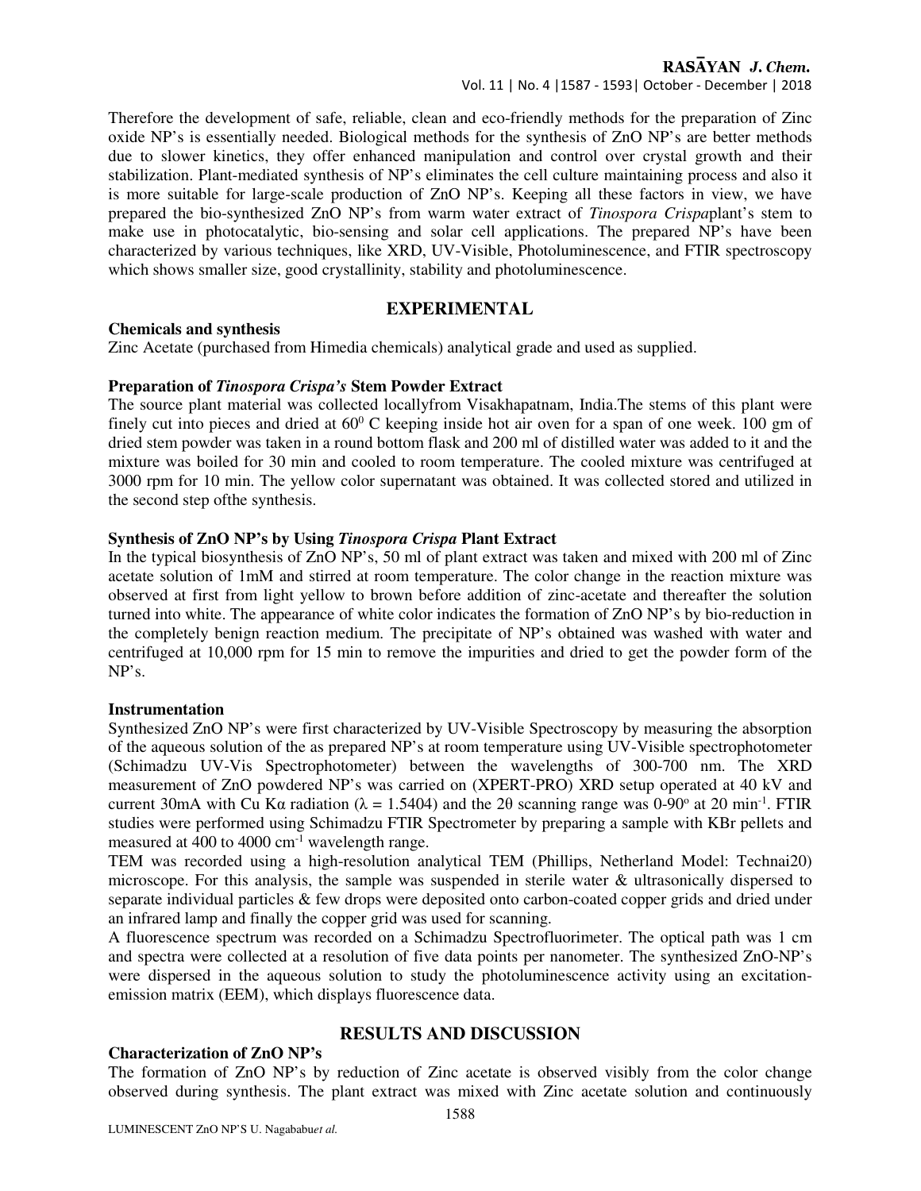Therefore the development of safe, reliable, clean and eco-friendly methods for the preparation of Zinc oxide NP's is essentially needed. Biological methods for the synthesis of ZnO NP's are better methods due to slower kinetics, they offer enhanced manipulation and control over crystal growth and their stabilization. Plant-mediated synthesis of NP's eliminates the cell culture maintaining process and also it is more suitable for large-scale production of ZnO NP's. Keeping all these factors in view, we have prepared the bio-synthesized ZnO NP's from warm water extract of *Tinospora Crispa*plant's stem to make use in photocatalytic, bio-sensing and solar cell applications. The prepared NP's have been characterized by various techniques, like XRD, UV-Visible, Photoluminescence, and FTIR spectroscopy which shows smaller size, good crystallinity, stability and photoluminescence.

## EXPERIMENTAL

### Chemicals and synthesis

Zinc Acetate (purchased from Himedia chemicals) analytical grade and used as supplied.

### Preparation of *Tinospora Crispa's* Stem Powder Extract

The source plant material was collected locallyfrom Visakhapatnam, India.The stems of this plant were finely cut into pieces and dried at $60^0$ C keeping inside hot air oven for a span of one week. 100 gm of dried stem powder was taken in a round bottom flask and 200 ml of distilled water was added to it and the mixture was boiled for 30 min and cooled to room temperature. The cooled mixture was centrifuged at 3000 rpm for 10 min. The yellow color supernatant was obtained. It was collected stored and utilized in the second step ofthe synthesis.

### Synthesis of ZnO NP's by Using *Tinospora Crispa* Plant Extract

In the typical biosynthesis of ZnO NP's, 50 ml of plant extract was taken and mixed with 200 ml of Zinc acetate solution of 1mM and stirred at room temperature. The color change in the reaction mixture was observed at first from light yellow to brown before addition of zinc-acetate and thereafter the solution turned into white. The appearance of white color indicates the formation of ZnO NP's by bio-reduction in the completely benign reaction medium. The precipitate of NP's obtained was washed with water and centrifuged at 10,000 rpm for 15 min to remove the impurities and dried to get the powder form of the NP's.

### Instrumentation

Synthesized ZnO NP's were first characterized by UV-Visible Spectroscopy by measuring the absorption of the aqueous solution of the as prepared NP's at room temperature using UV-Visible spectrophotometer (Schimadzu UV-Vis Spectrophotometer) between the wavelengths of 300-700 nm. The XRD measurement of ZnO powdered NP's was carried on (XPERT-PRO) XRD setup operated at 40 kV and current 30mA with Cu Kα radiation ($\lambda$ = 1.5404) and the 2θ scanning range was 0-90° at 20 min$^{-1}$. FTIR studies were performed using Schimadzu FTIR Spectrometer by preparing a sample with KBr pellets and measured at 400 to 4000 cm$^{-1}$ wavelength range.

TEM was recorded using a high-resolution analytical TEM (Phillips, Netherland Model: Technai20) microscope. For this analysis, the sample was suspended in sterile water & ultrasonically dispersed to separate individual particles & few drops were deposited onto carbon-coated copper grids and dried under an infrared lamp and finally the copper grid was used for scanning.

A fluorescence spectrum was recorded on a Schimadzu Spectrofluorimeter. The optical path was 1 cm and spectra were collected at a resolution of five data points per nanometer. The synthesized ZnO-NP's were dispersed in the aqueous solution to study the photoluminescence activity using an excitation-emission matrix (EEM), which displays fluorescence data.

## RESULTS AND DISCUSSION

### Characterization of ZnO NP's

The formation of ZnO NP's by reduction of Zinc acetate is observed visibly from the color change observed during synthesis. The plant extract was mixed with Zinc acetate solution and continuously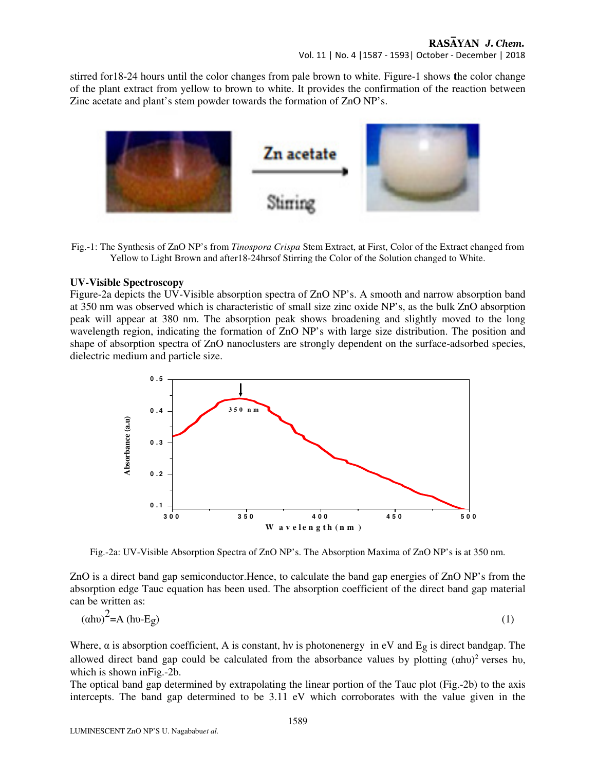stirred for18-24 hours until the color changes from pale brown to white. Figure-1 shows the color change of the plant extract from yellow to brown to white. It provides the confirmation of the reaction between Zinc acetate and plant's stem powder towards the formation of ZnO NP's.

Fig.-1: The Synthesis of ZnO NP's from *Tinospora Crispa* Stem Extract, at First, Color of the Extract changed from Yellow to Light Brown and after18-24hrsof Stirring the Color of the Solution changed to White.

### UV-Visible Spectroscopy

Figure-2a depicts the UV-Visible absorption spectra of ZnO NP's. A smooth and narrow absorption band at 350 nm was observed which is characteristic of small size zinc oxide NP's, as the bulk ZnO absorption peak will appear at 380 nm. The absorption peak shows broadening and slightly moved to the long wavelength region, indicating the formation of ZnO NP's with large size distribution. The position and shape of absorption spectra of ZnO nanoclusters are strongly dependent on the surface-adsorbed species, dielectric medium and particle size.

Fig.-2a: UV-Visible Absorption Spectra of ZnO NP's. The Absorption Maxima of ZnO NP's is at 350 nm.

ZnO is a direct band gap semiconductor.Hence, to calculate the band gap energies of ZnO NP's from the absorption edge Tauc equation has been used. The absorption coefficient of the direct band gap material can be written as:

$$(\alpha h\upsilon)^2 = A\,(h\upsilon - E_g) \tag{1}$$

Where, $\alpha$ is absorption coefficient, A is constant, $h\nu$ is photonenergy in eV and $E_g$ is direct bandgap. The allowed direct band gap could be calculated from the absorbance values by plotting $(\alpha h\upsilon)^2$ verses $h\upsilon$, which is shown inFig.-2b.

The optical band gap determined by extrapolating the linear portion of the Tauc plot (Fig.-2b) to the axis intercepts. The band gap determined to be 3.11 eV which corroborates with the value given in the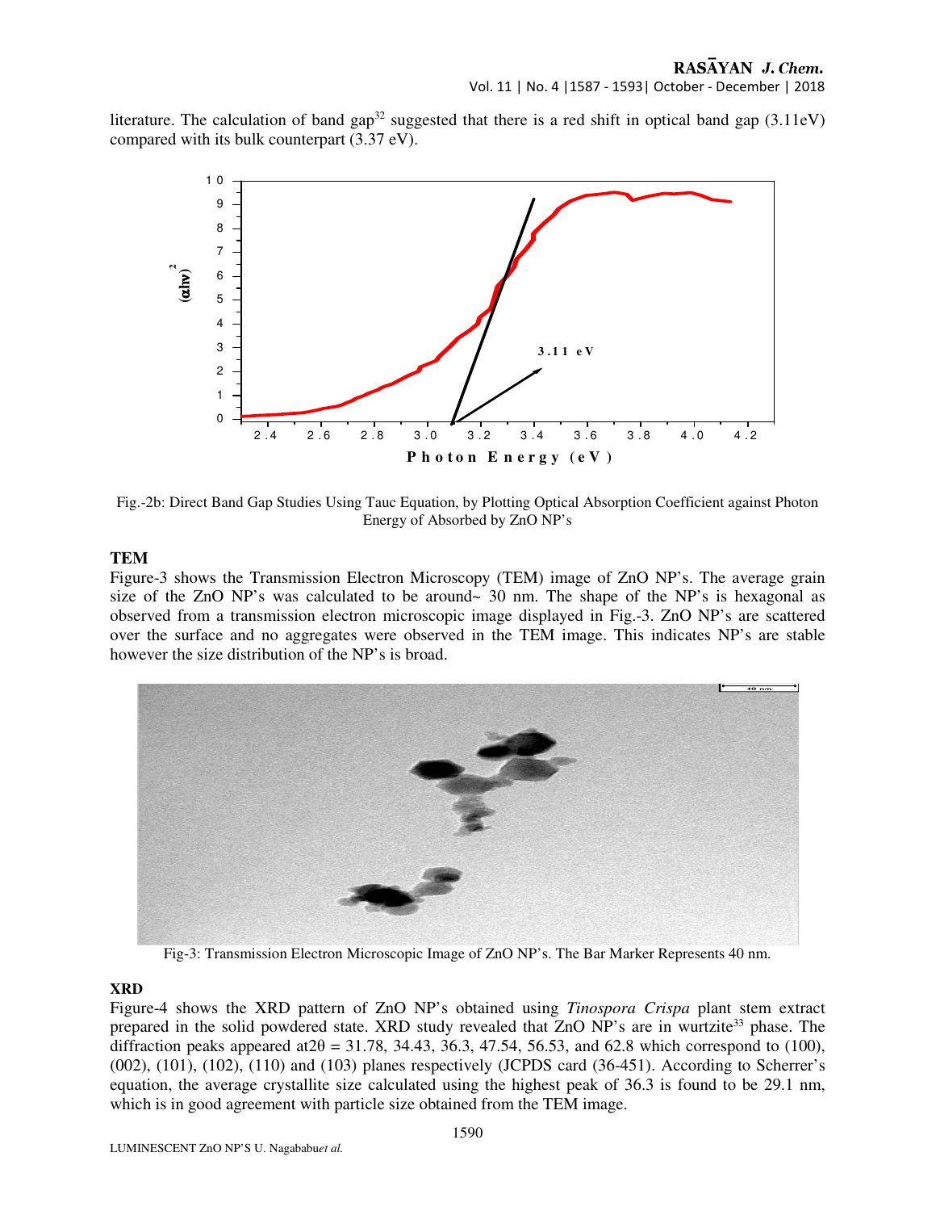literature. The calculation of band gap[32] suggested that there is a red shift in optical band gap (3.11eV) compared with its bulk counterpart (3.37 eV).

Fig.-2b: Direct Band Gap Studies Using Tauc Equation, by Plotting Optical Absorption Coefficient against Photon Energy of Absorbed by ZnO NP's

### TEM

Figure-3 shows the Transmission Electron Microscopy (TEM) image of ZnO NP's. The average grain size of the ZnO NP's was calculated to be around~ 30 nm. The shape of the NP's is hexagonal as observed from a transmission electron microscopic image displayed in Fig.-3. ZnO NP's are scattered over the surface and no aggregates were observed in the TEM image. This indicates NP's are stable however the size distribution of the NP's is broad.

Fig-3: Transmission Electron Microscopic Image of ZnO NP's. The Bar Marker Represents 40 nm.

### XRD

Figure-4 shows the XRD pattern of ZnO NP's obtained using *Tinospora Crispa* plant stem extract prepared in the solid powdered state. XRD study revealed that ZnO NP's are in wurtzite[33] phase. The diffraction peaks appeared at$2\theta$ = 31.78, 34.43, 36.3, 47.54, 56.53, and 62.8 which correspond to (100), (002), (101), (102), (110) and (103) planes respectively (JCPDS card (36-451). According to Scherrer's equation, the average crystallite size calculated using the highest peak of 36.3 is found to be 29.1 nm, which is in good agreement with particle size obtained from the TEM image.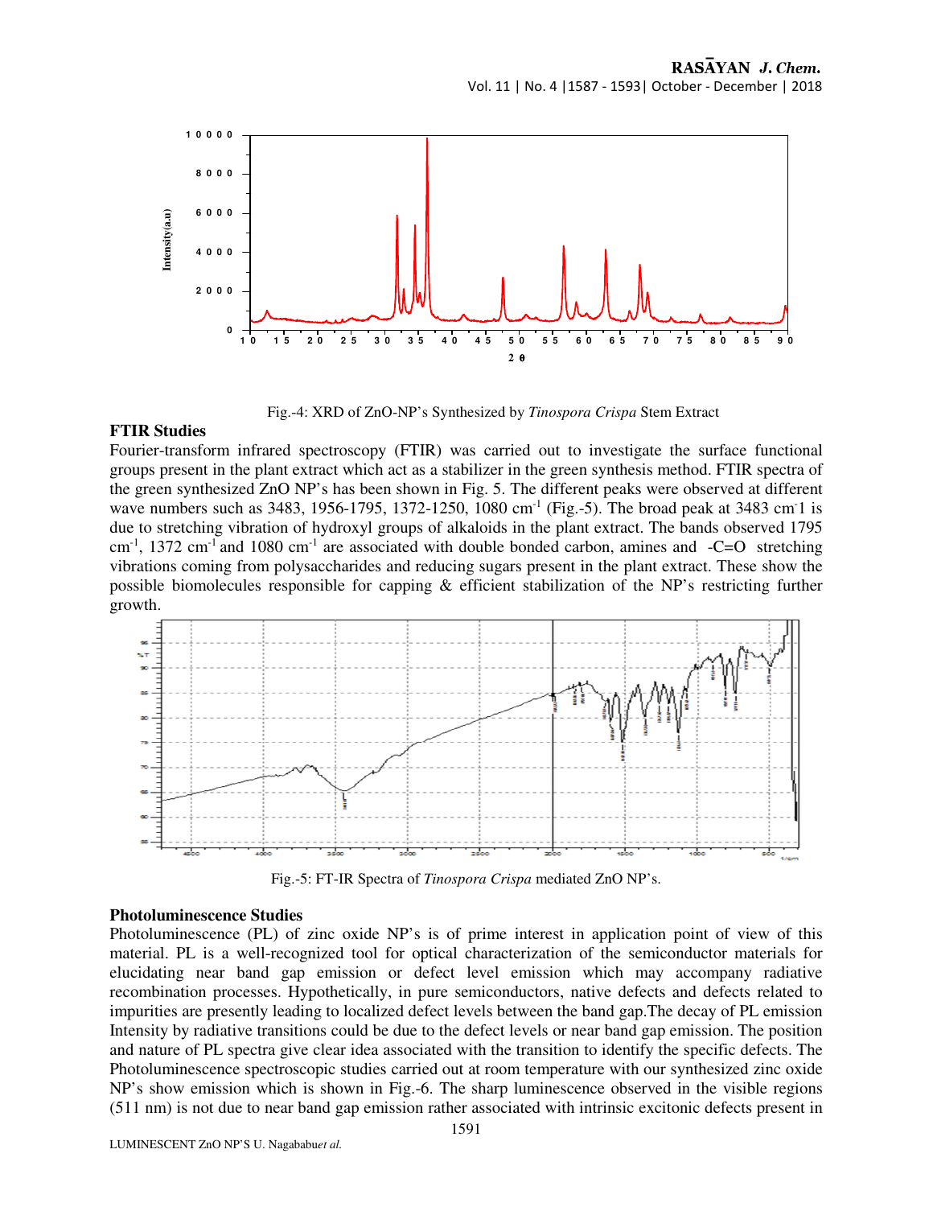Fig.-4: XRD of ZnO-NP's Synthesized by *Tinospora Crispa* Stem Extract

### FTIR Studies

Fourier-transform infrared spectroscopy (FTIR) was carried out to investigate the surface functional groups present in the plant extract which act as a stabilizer in the green synthesis method. FTIR spectra of the green synthesized ZnO NP's has been shown in Fig. 5. The different peaks were observed at different wave numbers such as 3483, 1956-1795, 1372-1250, 1080 $cm^{-1}$ (Fig.-5). The broad peak at 3483 $cm^{-1}$ is due to stretching vibration of hydroxyl groups of alkaloids in the plant extract. The bands observed 1795 $cm^{-1}$, 1372 $cm^{-1}$ and 1080 $cm^{-1}$ are associated with double bonded carbon, amines and -C=O stretching vibrations coming from polysaccharides and reducing sugars present in the plant extract. These show the possible biomolecules responsible for capping & efficient stabilization of the NP's restricting further growth.

Fig.-5: FT-IR Spectra of *Tinospora Crispa* mediated ZnO NP's.

### Photoluminescence Studies

Photoluminescence (PL) of zinc oxide NP's is of prime interest in application point of view of this material. PL is a well-recognized tool for optical characterization of the semiconductor materials for elucidating near band gap emission or defect level emission which may accompany radiative recombination processes. Hypothetically, in pure semiconductors, native defects and defects related to impurities are presently leading to localized defect levels between the band gap.The decay of PL emission Intensity by radiative transitions could be due to the defect levels or near band gap emission. The position and nature of PL spectra give clear idea associated with the transition to identify the specific defects. The Photoluminescence spectroscopic studies carried out at room temperature with our synthesized zinc oxide NP's show emission which is shown in Fig.-6. The sharp luminescence observed in the visible regions (511 nm) is not due to near band gap emission rather associated with intrinsic excitonic defects present in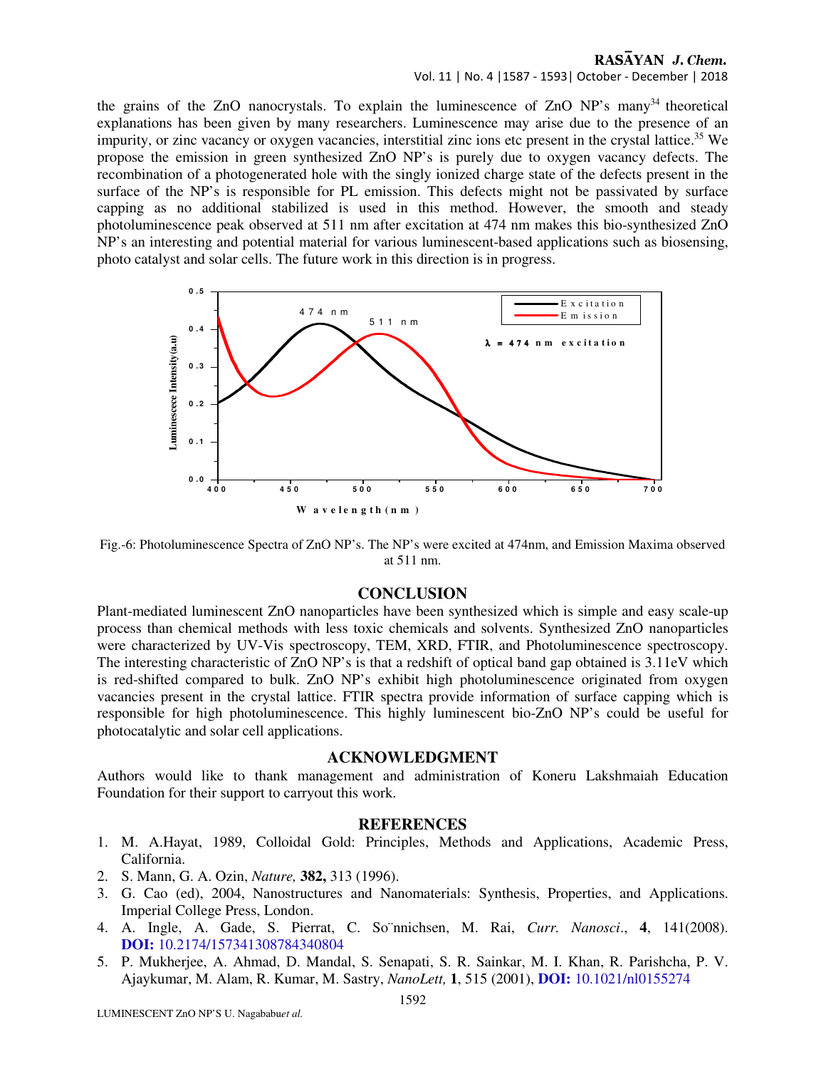the grains of the ZnO nanocrystals. To explain the luminescence of ZnO NP's many[34] theoretical explanations has been given by many researchers. Luminescence may arise due to the presence of an impurity, or zinc vacancy or oxygen vacancies, interstitial zinc ions etc present in the crystal lattice.[35] We propose the emission in green synthesized ZnO NP's is purely due to oxygen vacancy defects. The recombination of a photogenerated hole with the singly ionized charge state of the defects present in the surface of the NP's is responsible for PL emission. This defects might not be passivated by surface capping as no additional stabilized is used in this method. However, the smooth and steady photoluminescence peak observed at 511 nm after excitation at 474 nm makes this bio-synthesized ZnO NP's an interesting and potential material for various luminescent-based applications such as biosensing, photo catalyst and solar cells. The future work in this direction is in progress.

Fig.-6: Photoluminescence Spectra of ZnO NP's. The NP's were excited at 474nm, and Emission Maxima observed at 511 nm.

## CONCLUSION

Plant-mediated luminescent ZnO nanoparticles have been synthesized which is simple and easy scale-up process than chemical methods with less toxic chemicals and solvents. Synthesized ZnO nanoparticles were characterized by UV-Vis spectroscopy, TEM, XRD, FTIR, and Photoluminescence spectroscopy. The interesting characteristic of ZnO NP's is that a redshift of optical band gap obtained is 3.11eV which is red-shifted compared to bulk. ZnO NP's exhibit high photoluminescence originated from oxygen vacancies present in the crystal lattice. FTIR spectra provide information of surface capping which is responsible for high photoluminescence. This highly luminescent bio-ZnO NP's could be useful for photocatalytic and solar cell applications.

## ACKNOWLEDGMENT

Authors would like to thank management and administration of Koneru Lakshmaiah Education Foundation for their support to carryout this work.

## REFERENCES

1. M. A.Hayat, 1989, Colloidal Gold: Principles, Methods and Applications, Academic Press, California.
2. S. Mann, G. A. Ozin, *Nature,* **382,** 313 (1996).
3. G. Cao (ed), 2004, Nanostructures and Nanomaterials: Synthesis, Properties, and Applications. Imperial College Press, London.
4. A. Ingle, A. Gade, S. Pierrat, C. So¨nnichsen, M. Rai, *Curr. Nanosci*., **4**, 141(2008). **DOI:** 10.2174/157341308784340804
5. P. Mukherjee, A. Ahmad, D. Mandal, S. Senapati, S. R. Sainkar, M. I. Khan, R. Parishcha, P. V. Ajaykumar, M. Alam, R. Kumar, M. Sastry, *NanoLett,* **1**, 515 (2001), **DOI:** 10.1021/nl0155274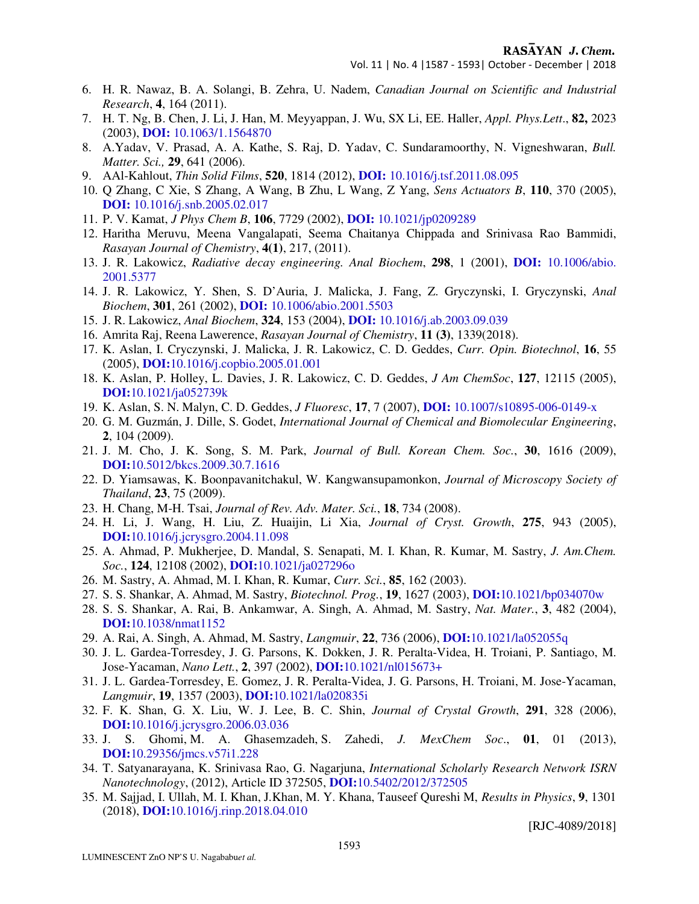6. H. R. Nawaz, B. A. Solangi, B. Zehra, U. Nadem, *Canadian Journal on Scientific and Industrial Research*, **4**, 164 (2011).
7. H. T. Ng, B. Chen, J. Li, J. Han, M. Meyyappan, J. Wu, SX Li, EE. Haller, *Appl. Phys.Lett*., **82,** 2023 (2003), **DOI:** 10.1063/1.1564870
8. A.Yadav, V. Prasad, A. A. Kathe, S. Raj, D. Yadav, C. Sundaramoorthy, N. Vigneshwaran, *Bull. Matter. Sci.,* **29**, 641 (2006).
9. AAl-Kahlout, *Thin Solid Films*, **520**, 1814 (2012), **DOI:** 10.1016/j.tsf.2011.08.095
10. Q Zhang, C Xie, S Zhang, A Wang, B Zhu, L Wang, Z Yang, *Sens Actuators B*, **110**, 370 (2005), **DOI:** 10.1016/j.snb.2005.02.017
11. P. V. Kamat, *J Phys Chem B*, **106**, 7729 (2002), **DOI:** 10.1021/jp0209289
12. Haritha Meruvu, Meena Vangalapati, Seema Chaitanya Chippada and Srinivasa Rao Bammidi, *Rasayan Journal of Chemistry*, **4(1)**, 217, (2011).
13. J. R. Lakowicz, *Radiative decay engineering. Anal Biochem*, **298**, 1 (2001), **DOI:** 10.1006/abio.2001.5377
14. J. R. Lakowicz, Y. Shen, S. D'Auria, J. Malicka, J. Fang, Z. Gryczynski, I. Gryczynski, *Anal Biochem*, **301**, 261 (2002), **DOI:** 10.1006/abio.2001.5503
15. J. R. Lakowicz, *Anal Biochem*, **324**, 153 (2004), **DOI:** 10.1016/j.ab.2003.09.039
16. Amrita Raj, Reena Lawerence, *Rasayan Journal of Chemistry*, **11 (3)**, 1339(2018).
17. K. Aslan, I. Cryczynski, J. Malicka, J. R. Lakowicz, C. D. Geddes, *Curr. Opin. Biotechnol*, **16**, 55 (2005), **DOI:**10.1016/j.copbio.2005.01.001
18. K. Aslan, P. Holley, L. Davies, J. R. Lakowicz, C. D. Geddes, *J Am ChemSoc*, **127**, 12115 (2005), **DOI:**10.1021/ja052739k
19. K. Aslan, S. N. Malyn, C. D. Geddes, *J Fluoresc*, **17**, 7 (2007), **DOI:** 10.1007/s10895-006-0149-x
20. G. M. Guzmán, J. Dille, S. Godet, *International Journal of Chemical and Biomolecular Engineering*, **2**, 104 (2009).
21. J. M. Cho, J. K. Song, S. M. Park, *Journal of Bull. Korean Chem. Soc.*, **30**, 1616 (2009), **DOI:**10.5012/bkcs.2009.30.7.1616
22. D. Yiamsawas, K. Boonpavanitchakul, W. Kangwansupamonkon, *Journal of Microscopy Society of Thailand*, **23**, 75 (2009).
23. H. Chang, M-H. Tsai, *Journal of Rev. Adv. Mater. Sci.*, **18**, 734 (2008).
24. H. Li, J. Wang, H. Liu, Z. Huaijin, Li Xia, *Journal of Cryst. Growth*, **275**, 943 (2005), **DOI:**10.1016/j.jcrysgro.2004.11.098
25. A. Ahmad, P. Mukherjee, D. Mandal, S. Senapati, M. I. Khan, R. Kumar, M. Sastry, *J. Am.Chem. Soc.*, **124**, 12108 (2002), **DOI:**10.1021/ja027296o
26. M. Sastry, A. Ahmad, M. I. Khan, R. Kumar, *Curr. Sci.*, **85**, 162 (2003).
27. S. S. Shankar, A. Ahmad, M. Sastry, *Biotechnol. Prog.*, **19**, 1627 (2003), **DOI:**10.1021/bp034070w
28. S. S. Shankar, A. Rai, B. Ankamwar, A. Singh, A. Ahmad, M. Sastry, *Nat. Mater.*, **3**, 482 (2004), **DOI:**10.1038/nmat1152
29. A. Rai, A. Singh, A. Ahmad, M. Sastry, *Langmuir*, **22**, 736 (2006), **DOI:**10.1021/la052055q
30. J. L. Gardea-Torresdey, J. G. Parsons, K. Dokken, J. R. Peralta-Videa, H. Troiani, P. Santiago, M. Jose-Yacaman, *Nano Lett.*, **2**, 397 (2002), **DOI:**10.1021/nl015673+
31. J. L. Gardea-Torresdey, E. Gomez, J. R. Peralta-Videa, J. G. Parsons, H. Troiani, M. Jose-Yacaman, *Langmuir*, **19**, 1357 (2003), **DOI:**10.1021/la020835i
32. F. K. Shan, G. X. Liu, W. J. Lee, B. C. Shin, *Journal of Crystal Growth*, **291**, 328 (2006), **DOI:**10.1016/j.jcrysgro.2006.03.036
33. J. S. Ghomi, M. A. Ghasemzadeh, S. Zahedi, *J. MexChem Soc*., **01**, 01 (2013), **DOI:**10.29356/jmcs.v57i1.228
34. T. Satyanarayana, K. Srinivasa Rao, G. Nagarjuna, *International Scholarly Research Network ISRN Nanotechnology*, (2012), Article ID 372505, **DOI:**10.5402/2012/372505
35. M. Sajjad, I. Ullah, M. I. Khan, J.Khan, M. Y. Khana, Tauseef Qureshi M, *Results in Physics*, **9**, 1301 (2018), **DOI:**10.1016/j.rinp.2018.04.010

[RJC-4089/2018]